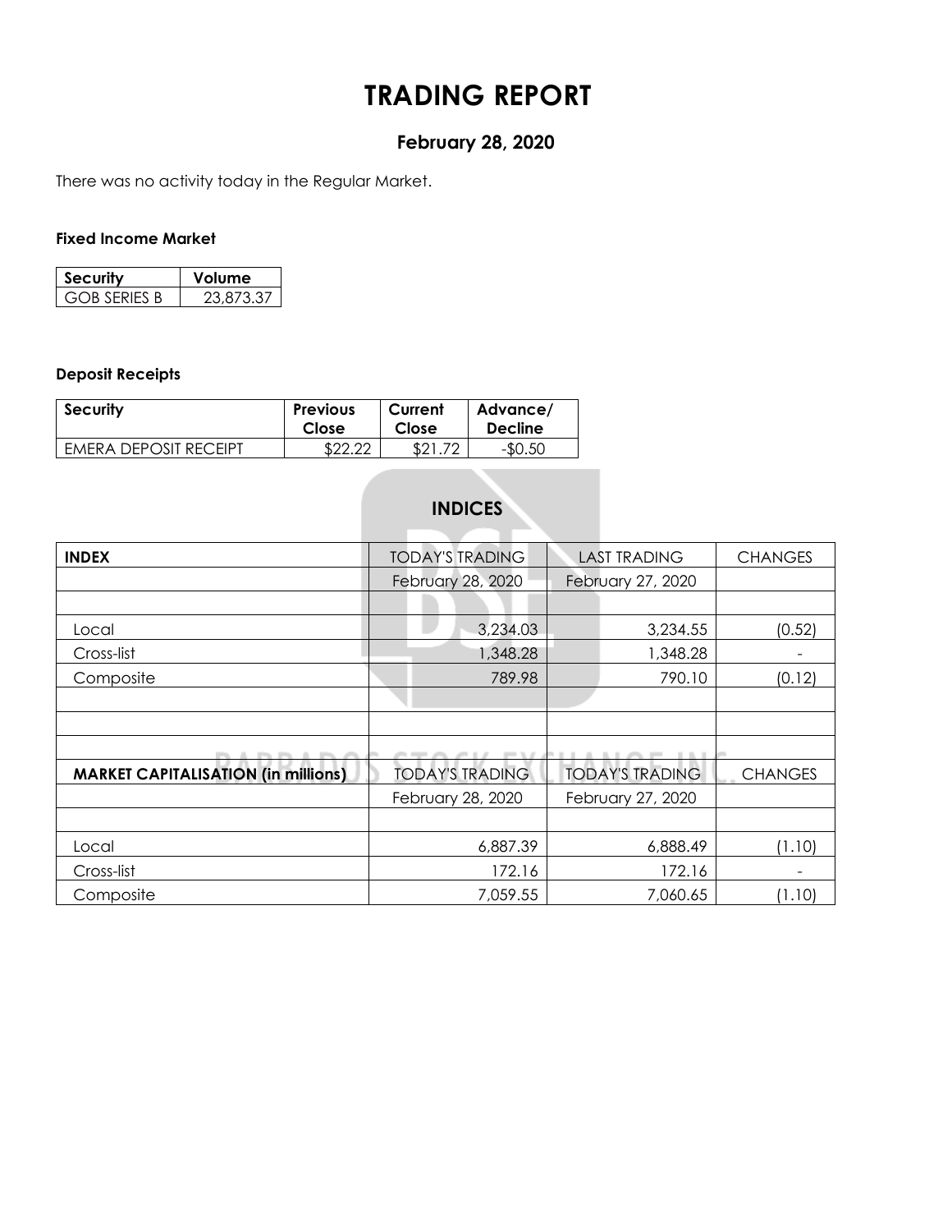# TRADING REPORT

## February 28, 2020

There was no activity today in the Regular Market.

### Fixed Income Market

| Security | Volume |
|---|---|
| GOB SERIES B | 23,873.37 |

### Deposit Receipts

| Security | Previous Close | Current Close | Advance/ Decline |
|---|---|---|---|
| EMERA DEPOSIT RECEIPT | $22.22 | $21.72 | -$0.50 |

## INDICES

| INDEX | TODAY'S TRADING | LAST TRADING | CHANGES |
|---|---|---|---|
| | February 28, 2020 | February 27, 2020 | |
| | | | |
| Local | 3,234.03 | 3,234.55 | (0.52) |
| Cross-list | 1,348.28 | 1,348.28 | - |
| Composite | 789.98 | 790.10 | (0.12) |
| | | | |
| | | | |
| | | | |
| **MARKET CAPITALISATION (in millions)** | TODAY'S TRADING | TODAY'S TRADING | CHANGES |
| | February 28, 2020 | February 27, 2020 | |
| | | | |
| Local | 6,887.39 | 6,888.49 | (1.10) |
| Cross-list | 172.16 | 172.16 | - |
| Composite | 7,059.55 | 7,060.65 | (1.10) |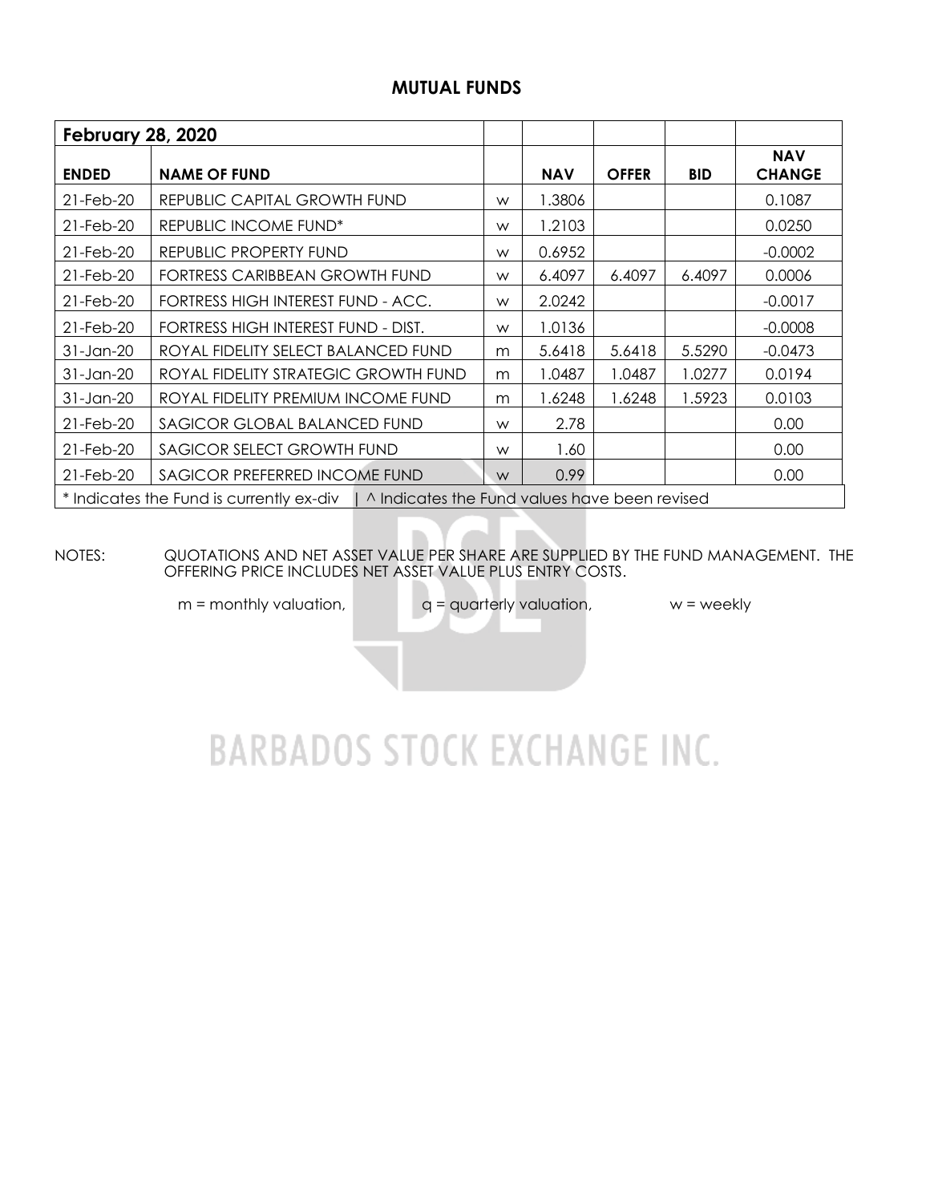## MUTUAL FUNDS

| February 28, 2020 | | | | | | |
|---|---|---|---|---|---|---|
| **ENDED** | **NAME OF FUND** | | **NAV** | **OFFER** | **BID** | **NAV CHANGE** |
| 21-Feb-20 | REPUBLIC CAPITAL GROWTH FUND | w | 1.3806 | | | 0.1087 |
| 21-Feb-20 | REPUBLIC INCOME FUND* | w | 1.2103 | | | 0.0250 |
| 21-Feb-20 | REPUBLIC PROPERTY FUND | w | 0.6952 | | | -0.0002 |
| 21-Feb-20 | FORTRESS CARIBBEAN GROWTH FUND | w | 6.4097 | 6.4097 | 6.4097 | 0.0006 |
| 21-Feb-20 | FORTRESS HIGH INTEREST FUND - ACC. | w | 2.0242 | | | -0.0017 |
| 21-Feb-20 | FORTRESS HIGH INTEREST FUND - DIST. | w | 1.0136 | | | -0.0008 |
| 31-Jan-20 | ROYAL FIDELITY SELECT BALANCED FUND | m | 5.6418 | 5.6418 | 5.5290 | -0.0473 |
| 31-Jan-20 | ROYAL FIDELITY STRATEGIC GROWTH FUND | m | 1.0487 | 1.0487 | 1.0277 | 0.0194 |
| 31-Jan-20 | ROYAL FIDELITY PREMIUM INCOME FUND | m | 1.6248 | 1.6248 | 1.5923 | 0.0103 |
| 21-Feb-20 | SAGICOR GLOBAL BALANCED FUND | w | 2.78 | | | 0.00 |
| 21-Feb-20 | SAGICOR SELECT GROWTH FUND | w | 1.60 | | | 0.00 |
| 21-Feb-20 | SAGICOR PREFERRED INCOME FUND | w | 0.99 | | | 0.00 |
| * Indicates the Fund is currently ex-div \| ^ Indicates the Fund values have been revised | | | | | | |

NOTES: QUOTATIONS AND NET ASSET VALUE PER SHARE ARE SUPPLIED BY THE FUND MANAGEMENT. THE OFFERING PRICE INCLUDES NET ASSET VALUE PLUS ENTRY COSTS.

m = monthly valuation, q = quarterly valuation, w = weekly

BARBADOS STOCK EXCHANGE INC.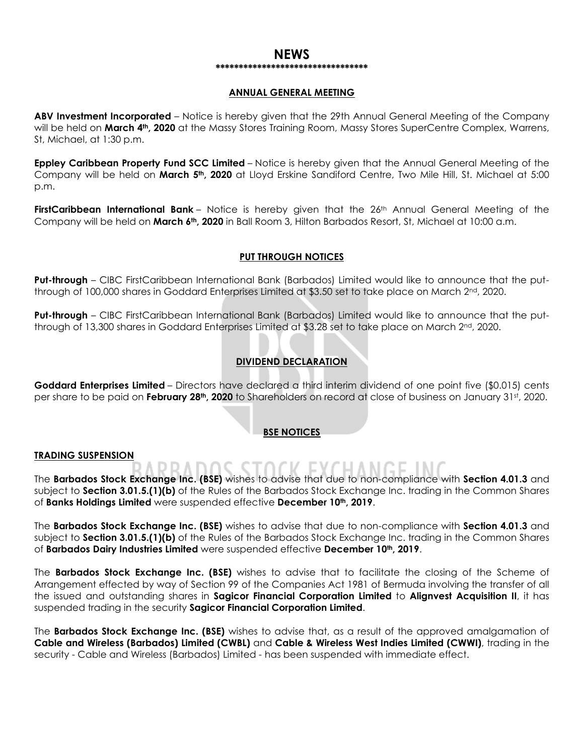# NEWS

**********************************

## ANNUAL GENERAL MEETING

**ABV Investment Incorporated** – Notice is hereby given that the 29th Annual General Meeting of the Company will be held on **March 4th, 2020** at the Massy Stores Training Room, Massy Stores SuperCentre Complex, Warrens, St, Michael, at 1:30 p.m.

**Eppley Caribbean Property Fund SCC Limited** – Notice is hereby given that the Annual General Meeting of the Company will be held on **March 5th, 2020** at Lloyd Erskine Sandiford Centre, Two Mile Hill, St. Michael at 5:00 p.m.

**FirstCaribbean International Bank** – Notice is hereby given that the 26th Annual General Meeting of the Company will be held on **March 6th, 2020** in Ball Room 3, Hilton Barbados Resort, St, Michael at 10:00 a.m.

## PUT THROUGH NOTICES

**Put-through** – CIBC FirstCaribbean International Bank (Barbados) Limited would like to announce that the put-through of 100,000 shares in Goddard Enterprises Limited at $3.50 set to take place on March 2nd, 2020.

**Put-through** – CIBC FirstCaribbean International Bank (Barbados) Limited would like to announce that the put-through of 13,300 shares in Goddard Enterprises Limited at $3.28 set to take place on March 2nd, 2020.

## DIVIDEND DECLARATION

**Goddard Enterprises Limited** – Directors have declared a third interim dividend of one point five ($0.015) cents per share to be paid on **February 28th, 2020** to Shareholders on record at close of business on January 31st, 2020.

## BSE NOTICES

### TRADING SUSPENSION

The **Barbados Stock Exchange Inc. (BSE)** wishes to advise that due to non-compliance with **Section 4.01.3** and subject to **Section 3.01.5.(1)(b)** of the Rules of the Barbados Stock Exchange Inc. trading in the Common Shares of **Banks Holdings Limited** were suspended effective **December 10th, 2019**.

The **Barbados Stock Exchange Inc. (BSE)** wishes to advise that due to non-compliance with **Section 4.01.3** and subject to **Section 3.01.5.(1)(b)** of the Rules of the Barbados Stock Exchange Inc. trading in the Common Shares of **Barbados Dairy Industries Limited** were suspended effective **December 10th, 2019**.

The **Barbados Stock Exchange Inc. (BSE)** wishes to advise that to facilitate the closing of the Scheme of Arrangement effected by way of Section 99 of the Companies Act 1981 of Bermuda involving the transfer of all the issued and outstanding shares in **Sagicor Financial Corporation Limited** to **Alignvest Acquisition II**, it has suspended trading in the security **Sagicor Financial Corporation Limited**.

The **Barbados Stock Exchange Inc. (BSE)** wishes to advise that, as a result of the approved amalgamation of **Cable and Wireless (Barbados) Limited (CWBL)** and **Cable & Wireless West Indies Limited (CWWI)**, trading in the security - Cable and Wireless (Barbados) Limited - has been suspended with immediate effect.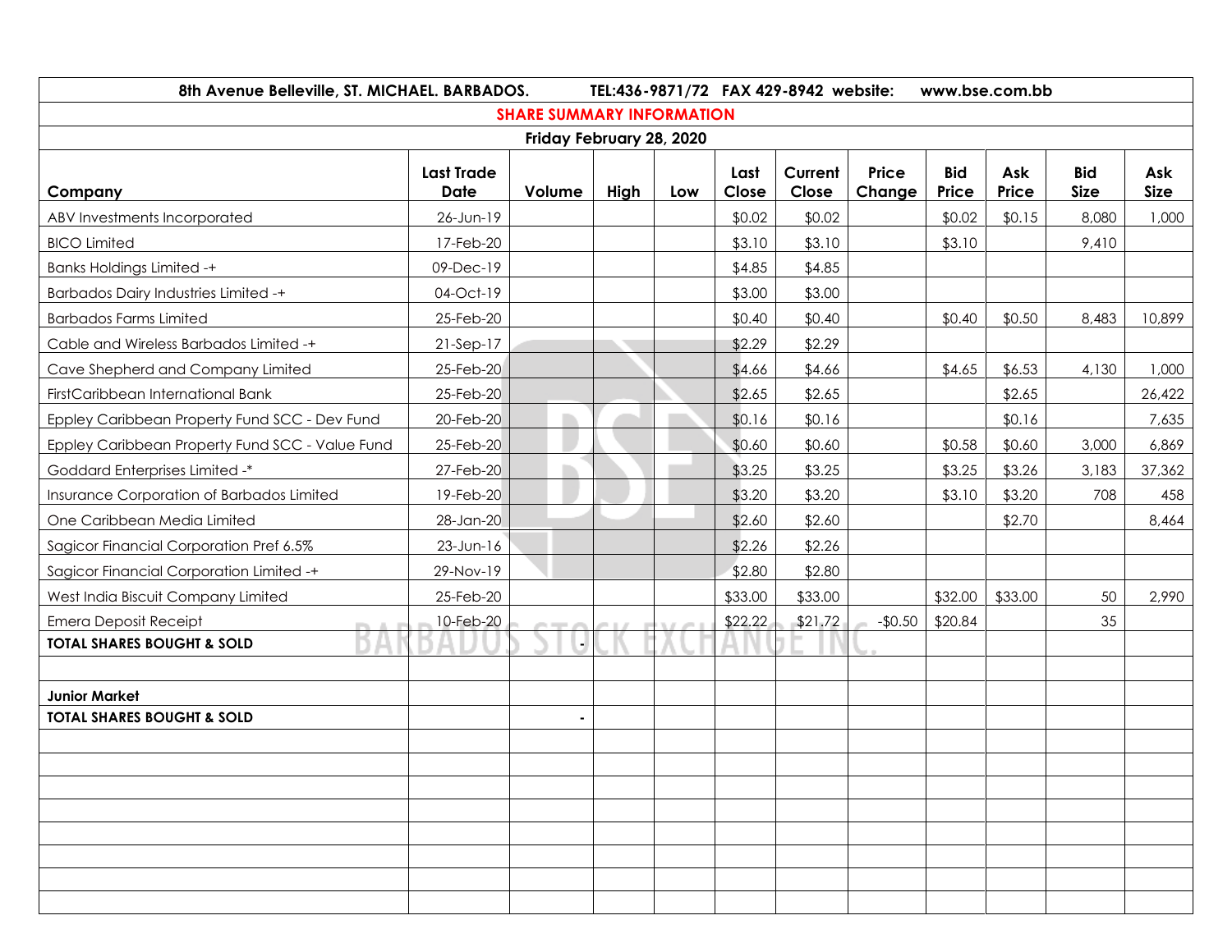8th Avenue Belleville, ST. MICHAEL. BARBADOS. TEL:436-9871/72 FAX 429-8942 website: www.bse.com.bb

## SHARE SUMMARY INFORMATION

**Friday February 28, 2020**

| Company | Last Trade Date | Volume | High | Low | Last Close | Current Close | Price Change | Bid Price | Ask Price | Bid Size | Ask Size |
|---|---|---|---|---|---|---|---|---|---|---|---|
| ABV Investments Incorporated | 26-Jun-19 | | | | $0.02 | $0.02 | | $0.02 | $0.15 | 8,080 | 1,000 |
| BICO Limited | 17-Feb-20 | | | | $3.10 | $3.10 | | $3.10 | | 9,410 | |
| Banks Holdings Limited -+ | 09-Dec-19 | | | | $4.85 | $4.85 | | | | | |
| Barbados Dairy Industries Limited -+ | 04-Oct-19 | | | | $3.00 | $3.00 | | | | | |
| Barbados Farms Limited | 25-Feb-20 | | | | $0.40 | $0.40 | | $0.40 | $0.50 | 8,483 | 10,899 |
| Cable and Wireless Barbados Limited -+ | 21-Sep-17 | | | | $2.29 | $2.29 | | | | | |
| Cave Shepherd and Company Limited | 25-Feb-20 | | | | $4.66 | $4.66 | | $4.65 | $6.53 | 4,130 | 1,000 |
| FirstCaribbean International Bank | 25-Feb-20 | | | | $2.65 | $2.65 | | | $2.65 | | 26,422 |
| Eppley Caribbean Property Fund SCC - Dev Fund | 20-Feb-20 | | | | $0.16 | $0.16 | | | $0.16 | | 7,635 |
| Eppley Caribbean Property Fund SCC - Value Fund | 25-Feb-20 | | | | $0.60 | $0.60 | | $0.58 | $0.60 | 3,000 | 6,869 |
| Goddard Enterprises Limited -* | 27-Feb-20 | | | | $3.25 | $3.25 | | $3.25 | $3.26 | 3,183 | 37,362 |
| Insurance Corporation of Barbados Limited | 19-Feb-20 | | | | $3.20 | $3.20 | | $3.10 | $3.20 | 708 | 458 |
| One Caribbean Media Limited | 28-Jan-20 | | | | $2.60 | $2.60 | | | $2.70 | | 8,464 |
| Sagicor Financial Corporation Pref 6.5% | 23-Jun-16 | | | | $2.26 | $2.26 | | | | | |
| Sagicor Financial Corporation Limited -+ | 29-Nov-19 | | | | $2.80 | $2.80 | | | | | |
| West India Biscuit Company Limited | 25-Feb-20 | | | | $33.00 | $33.00 | | $32.00 | $33.00 | 50 | 2,990 |
| Emera Deposit Receipt | 10-Feb-20 | | | | $22.22 | $21.72 | -$0.50 | $20.84 | | 35 | |
| **TOTAL SHARES BOUGHT & SOLD** | | - | | | | | | | | | |
| | | | | | | | | | | | |
| **Junior Market** | | | | | | | | | | | |
| **TOTAL SHARES BOUGHT & SOLD** | | - | | | | | | | | | |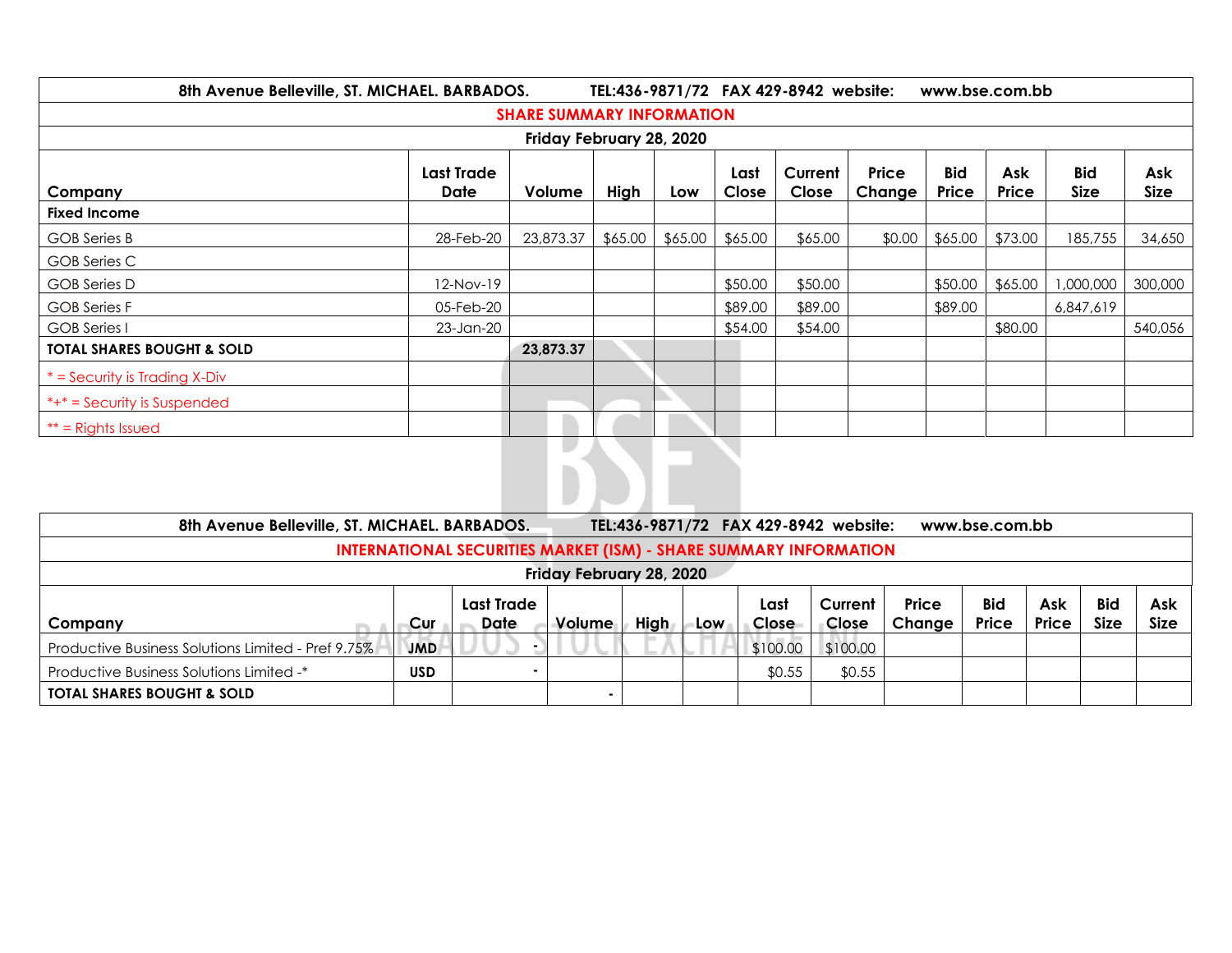**8th Avenue Belleville, ST. MICHAEL. BARBADOS. TEL:436-9871/72 FAX 429-8942 website: www.bse.com.bb**

## SHARE SUMMARY INFORMATION

**Friday February 28, 2020**

| Company | Last Trade Date | Volume | High | Low | Last Close | Current Close | Price Change | Bid Price | Ask Price | Bid Size | Ask Size |
|---|---|---|---|---|---|---|---|---|---|---|---|
| **Fixed Income** | | | | | | | | | | | |
| GOB Series B | 28-Feb-20 | 23,873.37 | $65.00 | $65.00 | $65.00 | $65.00 | $0.00 | $65.00 | $73.00 | 185,755 | 34,650 |
| GOB Series C | | | | | | | | | | | |
| GOB Series D | 12-Nov-19 | | | | $50.00 | $50.00 | | $50.00 | $65.00 | 1,000,000 | 300,000 |
| GOB Series F | 05-Feb-20 | | | | $89.00 | $89.00 | | $89.00 | | 6,847,619 | |
| GOB Series I | 23-Jan-20 | | | | $54.00 | $54.00 | | | $80.00 | | 540,056 |
| **TOTAL SHARES BOUGHT & SOLD** | | **23,873.37** | | | | | | | | | |
| * = Security is Trading X-Div | | | | | | | | | | | |
| *+* = Security is Suspended | | | | | | | | | | | |
| ** = Rights Issued | | | | | | | | | | | |

**8th Avenue Belleville, ST. MICHAEL. BARBADOS. TEL:436-9871/72 FAX 429-8942 website: www.bse.com.bb**

## INTERNATIONAL SECURITIES MARKET (ISM) - SHARE SUMMARY INFORMATION

**Friday February 28, 2020**

| Company | Cur | Last Trade Date | Volume | High | Low | Last Close | Current Close | Price Change | Bid Price | Ask Price | Bid Size | Ask Size |
|---|---|---|---|---|---|---|---|---|---|---|---|---|
| Productive Business Solutions Limited - Pref 9.75% | **JMD** | - | | | | $100.00 | $100.00 | | | | | |
| Productive Business Solutions Limited -* | **USD** | - | | | | $0.55 | $0.55 | | | | | |
| **TOTAL SHARES BOUGHT & SOLD** | | | - | | | | | | | | | |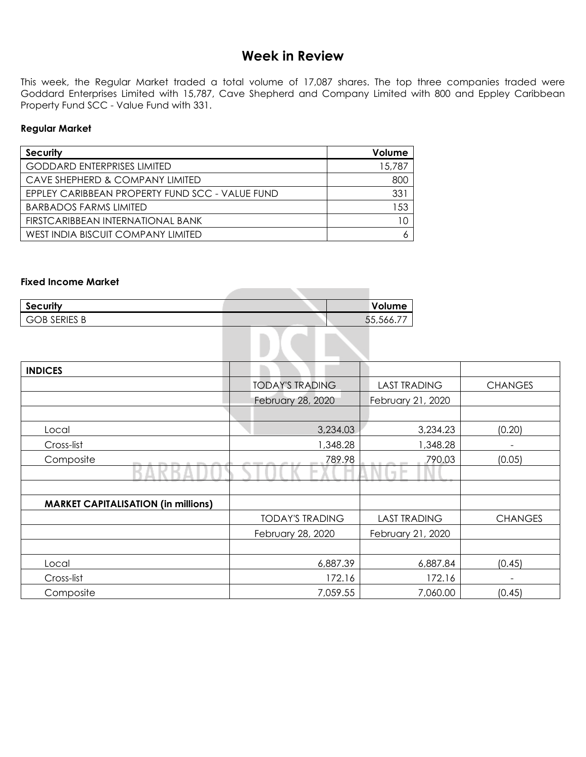# Week in Review

This week, the Regular Market traded a total volume of 17,087 shares. The top three companies traded were Goddard Enterprises Limited with 15,787, Cave Shepherd and Company Limited with 800 and Eppley Caribbean Property Fund SCC - Value Fund with 331.

**Regular Market**

| Security | Volume |
|---|---|
| GODDARD ENTERPRISES LIMITED | 15,787 |
| CAVE SHEPHERD & COMPANY LIMITED | 800 |
| EPPLEY CARIBBEAN PROPERTY FUND SCC - VALUE FUND | 331 |
| BARBADOS FARMS LIMITED | 153 |
| FIRSTCARIBBEAN INTERNATIONAL BANK | 10 |
| WEST INDIA BISCUIT COMPANY LIMITED | 6 |

**Fixed Income Market**

| Security | Volume |
|---|---|
| GOB SERIES B | 55,566.77 |

| INDICES | | | |
|---|---|---|---|
| | TODAY'S TRADING | LAST TRADING | CHANGES |
| | February 28, 2020 | February 21, 2020 | |
| | | | |
| Local | 3,234.03 | 3,234.23 | (0.20) |
| Cross-list | 1,348.28 | 1,348.28 | - |
| Composite | 789.98 | 790.03 | (0.05) |
| | | | |
| | | | |
| **MARKET CAPITALISATION (in millions)** | | | |
| | TODAY'S TRADING | LAST TRADING | CHANGES |
| | February 28, 2020 | February 21, 2020 | |
| | | | |
| Local | 6,887.39 | 6,887.84 | (0.45) |
| Cross-list | 172.16 | 172.16 | - |
| Composite | 7,059.55 | 7,060.00 | (0.45) |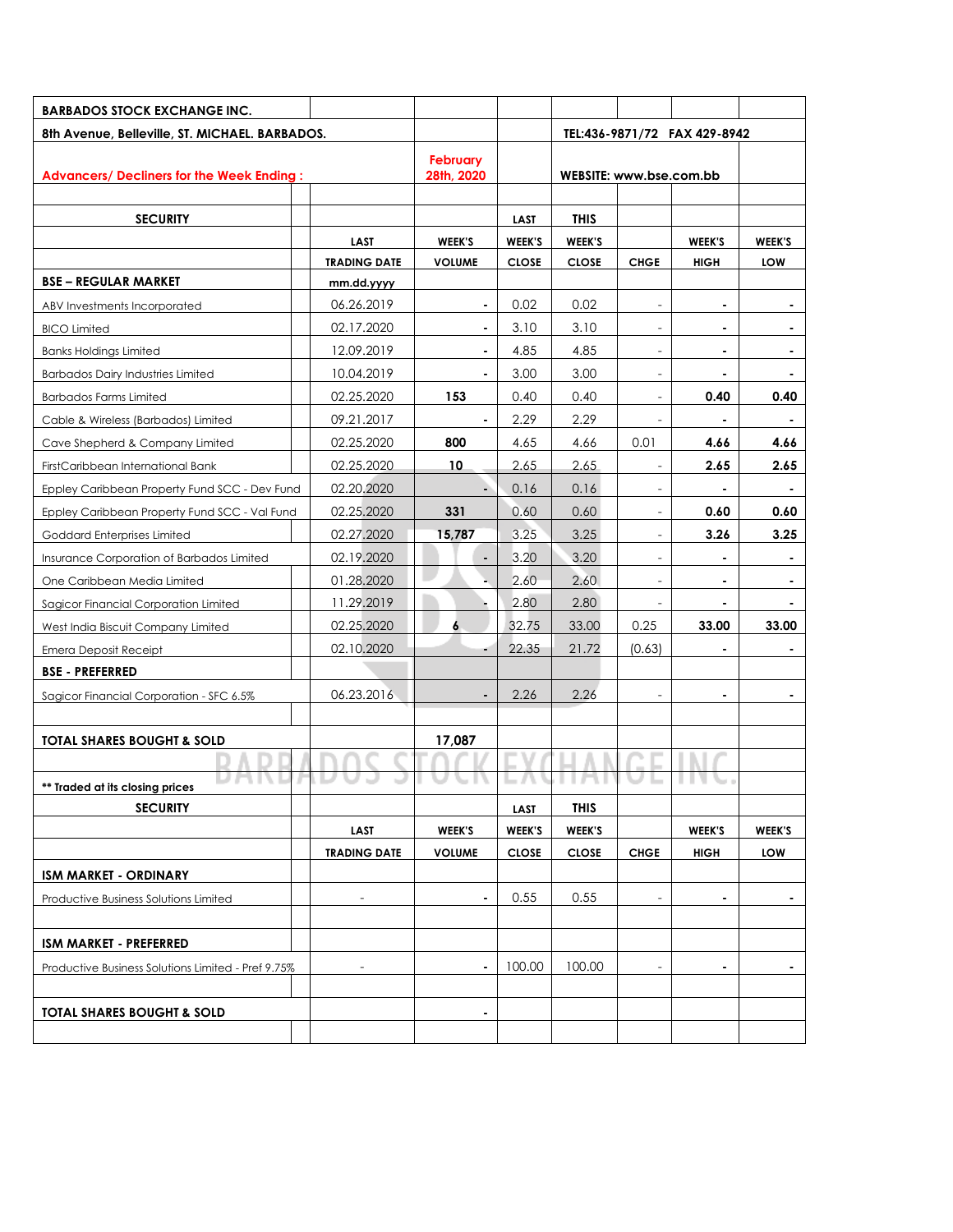| BARBADOS STOCK EXCHANGE INC. | | | | | | | |
|---|---|---|---|---|---|---|---|
| 8th Avenue, Belleville, ST. MICHAEL. BARBADOS. | | | | TEL:436-9871/72 FAX 429-8942 | | | |
| Advancers/ Decliners for the Week Ending : | | February 28th, 2020 | | WEBSITE: www.bse.com.bb | | | |
| SECURITY | | | LAST | THIS | | | |
| | LAST | WEEK'S | WEEK'S | WEEK'S | | WEEK'S | WEEK'S |
| | TRADING DATE | VOLUME | CLOSE | CLOSE | CHGE | HIGH | LOW |
| **BSE – REGULAR MARKET** | mm.dd.yyyy | | | | | | |
| ABV Investments Incorporated | 06.26.2019 | - | 0.02 | 0.02 | - | - | - |
| BICO Limited | 02.17.2020 | - | 3.10 | 3.10 | - | - | - |
| Banks Holdings Limited | 12.09.2019 | - | 4.85 | 4.85 | - | - | - |
| Barbados Dairy Industries Limited | 10.04.2019 | - | 3.00 | 3.00 | - | - | - |
| Barbados Farms Limited | 02.25.2020 | **153** | 0.40 | 0.40 | - | **0.40** | **0.40** |
| Cable & Wireless (Barbados) Limited | 09.21.2017 | - | 2.29 | 2.29 | - | - | - |
| Cave Shepherd & Company Limited | 02.25.2020 | **800** | 4.65 | 4.66 | 0.01 | **4.66** | **4.66** |
| FirstCaribbean International Bank | 02.25.2020 | **10** | 2.65 | 2.65 | - | **2.65** | **2.65** |
| Eppley Caribbean Property Fund SCC - Dev Fund | 02.20.2020 | - | 0.16 | 0.16 | - | - | - |
| Eppley Caribbean Property Fund SCC - Val Fund | 02.25.2020 | **331** | 0.60 | 0.60 | - | **0.60** | **0.60** |
| Goddard Enterprises Limited | 02.27.2020 | **15,787** | 3.25 | 3.25 | - | **3.26** | **3.25** |
| Insurance Corporation of Barbados Limited | 02.19.2020 | - | 3.20 | 3.20 | - | - | - |
| One Caribbean Media Limited | 01.28.2020 | - | 2.60 | 2.60 | - | - | - |
| Sagicor Financial Corporation Limited | 11.29.2019 | - | 2.80 | 2.80 | - | - | - |
| West India Biscuit Company Limited | 02.25.2020 | **6** | 32.75 | 33.00 | 0.25 | **33.00** | **33.00** |
| Emera Deposit Receipt | 02.10.2020 | - | 22.35 | 21.72 | (0.63) | - | - |
| **BSE - PREFERRED** | | | | | | | |
| Sagicor Financial Corporation - SFC 6.5% | 06.23.2016 | - | 2.26 | 2.26 | - | - | - |
| **TOTAL SHARES BOUGHT & SOLD** | | **17,087** | | | | | |

** Traded at its closing prices

| SECURITY | | | LAST | THIS | | | |
|---|---|---|---|---|---|---|---|
| | LAST | WEEK'S | WEEK'S | WEEK'S | | WEEK'S | WEEK'S |
| | TRADING DATE | VOLUME | CLOSE | CLOSE | CHGE | HIGH | LOW |
| **ISM MARKET - ORDINARY** | | | | | | | |
| Productive Business Solutions Limited | - | - | 0.55 | 0.55 | - | - | - |
| **ISM MARKET - PREFERRED** | | | | | | | |
| Productive Business Solutions Limited - Pref 9.75% | - | - | 100.00 | 100.00 | - | - | - |
| **TOTAL SHARES BOUGHT & SOLD** | | - | | | | | |